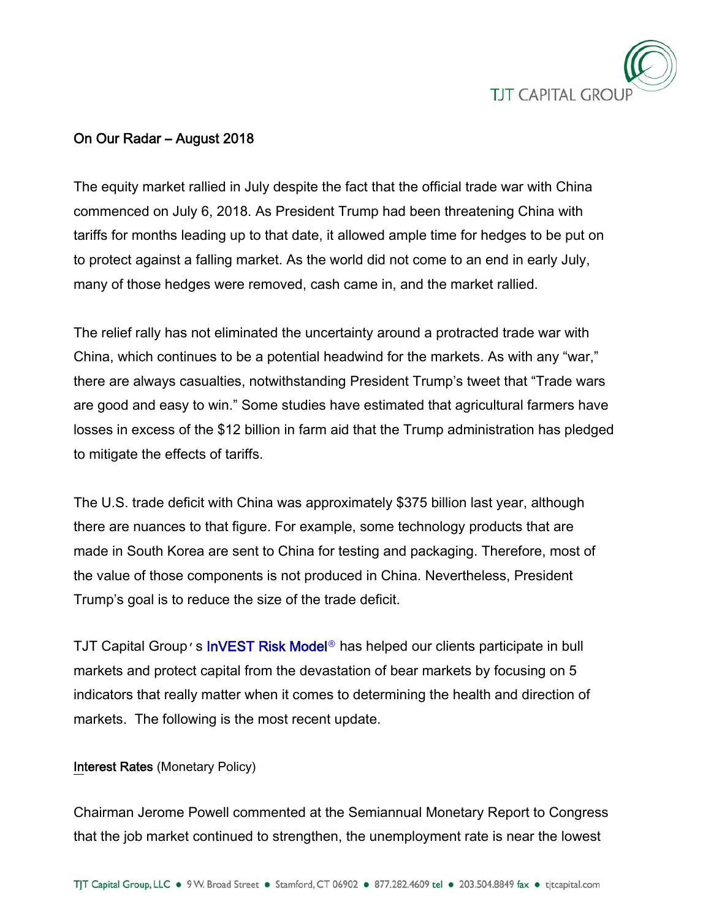## On Our Radar – August 2018

The equity market rallied in July despite the fact that the official trade war with China commenced on July 6, 2018. As President Trump had been threatening China with tariffs for months leading up to that date, it allowed ample time for hedges to be put on to protect against a falling market. As the world did not come to an end in early July, many of those hedges were removed, cash came in, and the market rallied.

The relief rally has not eliminated the uncertainty around a protracted trade war with China, which continues to be a potential headwind for the markets. As with any "war," there are always casualties, notwithstanding President Trump's tweet that "Trade wars are good and easy to win." Some studies have estimated that agricultural farmers have losses in excess of the $12 billion in farm aid that the Trump administration has pledged to mitigate the effects of tariffs.

The U.S. trade deficit with China was approximately $375 billion last year, although there are nuances to that figure. For example, some technology products that are made in South Korea are sent to China for testing and packaging. Therefore, most of the value of those components is not produced in China. Nevertheless, President Trump's goal is to reduce the size of the trade deficit.

TJT Capital Group's InVEST Risk Model® has helped our clients participate in bull markets and protect capital from the devastation of bear markets by focusing on 5 indicators that really matter when it comes to determining the health and direction of markets. The following is the most recent update.

### Interest Rates (Monetary Policy)

Chairman Jerome Powell commented at the Semiannual Monetary Report to Congress that the job market continued to strengthen, the unemployment rate is near the lowest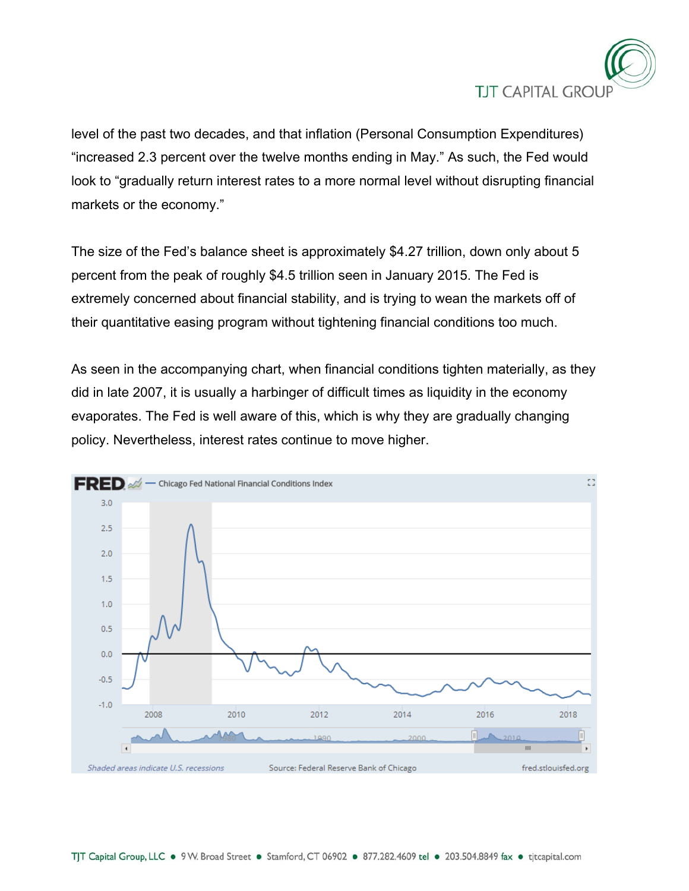level of the past two decades, and that inflation (Personal Consumption Expenditures) "increased 2.3 percent over the twelve months ending in May." As such, the Fed would look to "gradually return interest rates to a more normal level without disrupting financial markets or the economy."

The size of the Fed's balance sheet is approximately $4.27 trillion, down only about 5 percent from the peak of roughly $4.5 trillion seen in January 2015. The Fed is extremely concerned about financial stability, and is trying to wean the markets off of their quantitative easing program without tightening financial conditions too much.

As seen in the accompanying chart, when financial conditions tighten materially, as they did in late 2007, it is usually a harbinger of difficult times as liquidity in the economy evaporates. The Fed is well aware of this, which is why they are gradually changing policy. Nevertheless, interest rates continue to move higher.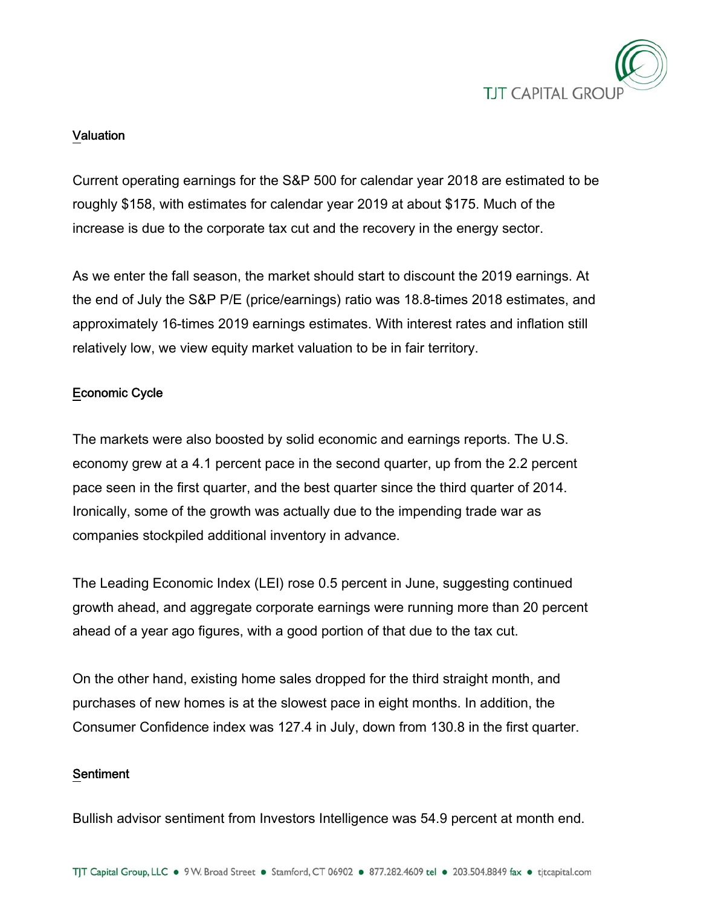## Valuation

Current operating earnings for the S&P 500 for calendar year 2018 are estimated to be roughly $158, with estimates for calendar year 2019 at about $175. Much of the increase is due to the corporate tax cut and the recovery in the energy sector.

As we enter the fall season, the market should start to discount the 2019 earnings. At the end of July the S&P P/E (price/earnings) ratio was 18.8-times 2018 estimates, and approximately 16-times 2019 earnings estimates. With interest rates and inflation still relatively low, we view equity market valuation to be in fair territory.

## Economic Cycle

The markets were also boosted by solid economic and earnings reports. The U.S. economy grew at a 4.1 percent pace in the second quarter, up from the 2.2 percent pace seen in the first quarter, and the best quarter since the third quarter of 2014. Ironically, some of the growth was actually due to the impending trade war as companies stockpiled additional inventory in advance.

The Leading Economic Index (LEI) rose 0.5 percent in June, suggesting continued growth ahead, and aggregate corporate earnings were running more than 20 percent ahead of a year ago figures, with a good portion of that due to the tax cut.

On the other hand, existing home sales dropped for the third straight month, and purchases of new homes is at the slowest pace in eight months. In addition, the Consumer Confidence index was 127.4 in July, down from 130.8 in the first quarter.

## Sentiment

Bullish advisor sentiment from Investors Intelligence was 54.9 percent at month end.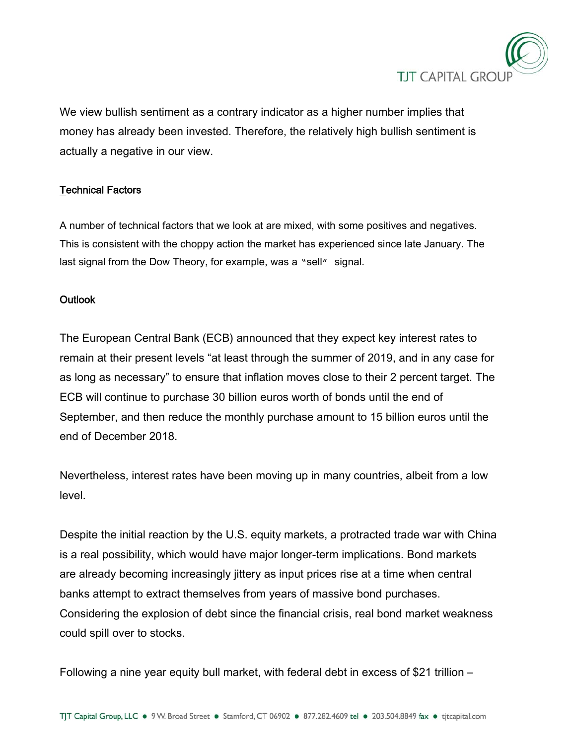We view bullish sentiment as a contrary indicator as a higher number implies that money has already been invested. Therefore, the relatively high bullish sentiment is actually a negative in our view.

## Technical Factors

A number of technical factors that we look at are mixed, with some positives and negatives. This is consistent with the choppy action the market has experienced since late January. The last signal from the Dow Theory, for example, was a "sell" signal.

## Outlook

The European Central Bank (ECB) announced that they expect key interest rates to remain at their present levels "at least through the summer of 2019, and in any case for as long as necessary" to ensure that inflation moves close to their 2 percent target. The ECB will continue to purchase 30 billion euros worth of bonds until the end of September, and then reduce the monthly purchase amount to 15 billion euros until the end of December 2018.

Nevertheless, interest rates have been moving up in many countries, albeit from a low level.

Despite the initial reaction by the U.S. equity markets, a protracted trade war with China is a real possibility, which would have major longer-term implications. Bond markets are already becoming increasingly jittery as input prices rise at a time when central banks attempt to extract themselves from years of massive bond purchases. Considering the explosion of debt since the financial crisis, real bond market weakness could spill over to stocks.

Following a nine year equity bull market, with federal debt in excess of $21 trillion –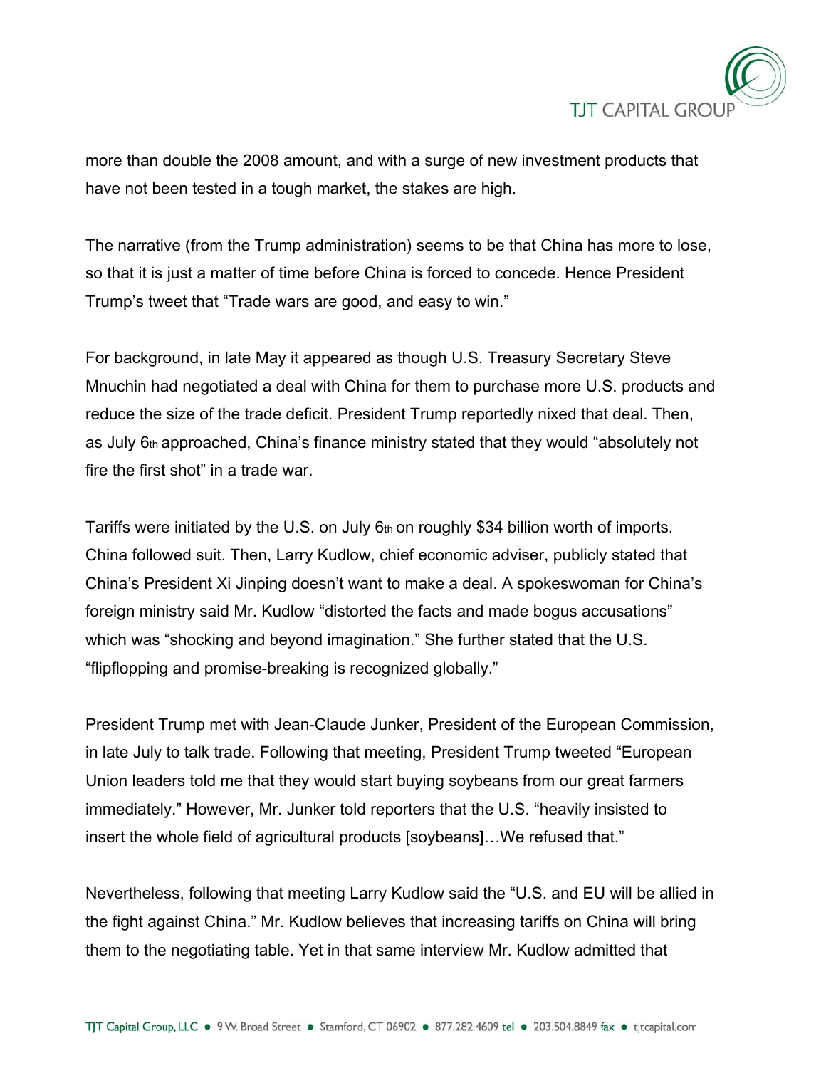more than double the 2008 amount, and with a surge of new investment products that have not been tested in a tough market, the stakes are high.

The narrative (from the Trump administration) seems to be that China has more to lose, so that it is just a matter of time before China is forced to concede. Hence President Trump's tweet that "Trade wars are good, and easy to win."

For background, in late May it appeared as though U.S. Treasury Secretary Steve Mnuchin had negotiated a deal with China for them to purchase more U.S. products and reduce the size of the trade deficit. President Trump reportedly nixed that deal. Then, as July 6th approached, China's finance ministry stated that they would "absolutely not fire the first shot" in a trade war.

Tariffs were initiated by the U.S. on July 6th on roughly $34 billion worth of imports. China followed suit. Then, Larry Kudlow, chief economic adviser, publicly stated that China's President Xi Jinping doesn't want to make a deal. A spokeswoman for China's foreign ministry said Mr. Kudlow "distorted the facts and made bogus accusations" which was "shocking and beyond imagination." She further stated that the U.S. "flipflopping and promise-breaking is recognized globally."

President Trump met with Jean-Claude Junker, President of the European Commission, in late July to talk trade. Following that meeting, President Trump tweeted "European Union leaders told me that they would start buying soybeans from our great farmers immediately." However, Mr. Junker told reporters that the U.S. "heavily insisted to insert the whole field of agricultural products [soybeans]…We refused that."

Nevertheless, following that meeting Larry Kudlow said the "U.S. and EU will be allied in the fight against China." Mr. Kudlow believes that increasing tariffs on China will bring them to the negotiating table. Yet in that same interview Mr. Kudlow admitted that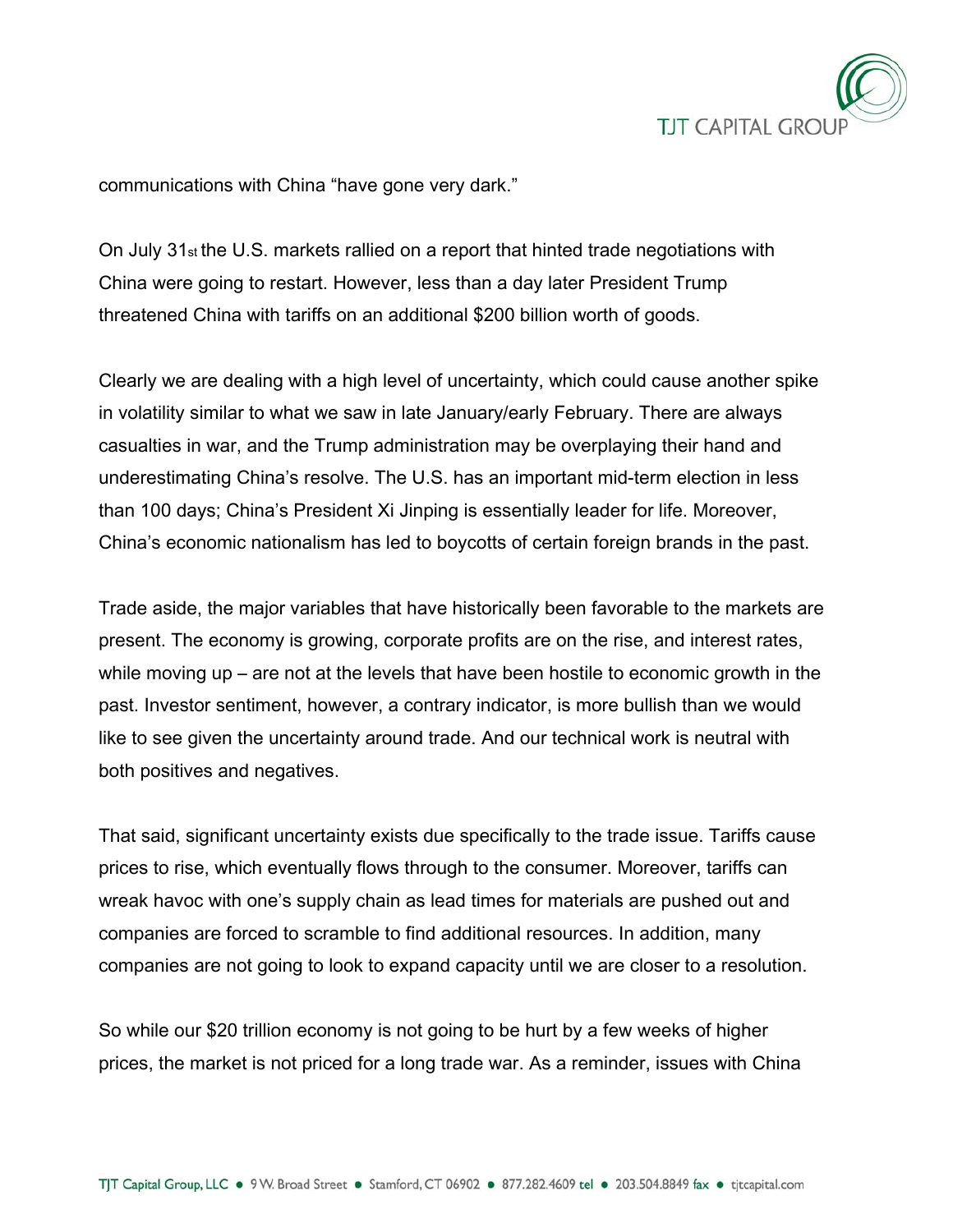communications with China "have gone very dark."

On July 31st the U.S. markets rallied on a report that hinted trade negotiations with China were going to restart. However, less than a day later President Trump threatened China with tariffs on an additional $200 billion worth of goods.

Clearly we are dealing with a high level of uncertainty, which could cause another spike in volatility similar to what we saw in late January/early February. There are always casualties in war, and the Trump administration may be overplaying their hand and underestimating China's resolve. The U.S. has an important mid-term election in less than 100 days; China's President Xi Jinping is essentially leader for life. Moreover, China's economic nationalism has led to boycotts of certain foreign brands in the past.

Trade aside, the major variables that have historically been favorable to the markets are present. The economy is growing, corporate profits are on the rise, and interest rates, while moving up – are not at the levels that have been hostile to economic growth in the past. Investor sentiment, however, a contrary indicator, is more bullish than we would like to see given the uncertainty around trade. And our technical work is neutral with both positives and negatives.

That said, significant uncertainty exists due specifically to the trade issue. Tariffs cause prices to rise, which eventually flows through to the consumer. Moreover, tariffs can wreak havoc with one's supply chain as lead times for materials are pushed out and companies are forced to scramble to find additional resources. In addition, many companies are not going to look to expand capacity until we are closer to a resolution.

So while our $20 trillion economy is not going to be hurt by a few weeks of higher prices, the market is not priced for a long trade war. As a reminder, issues with China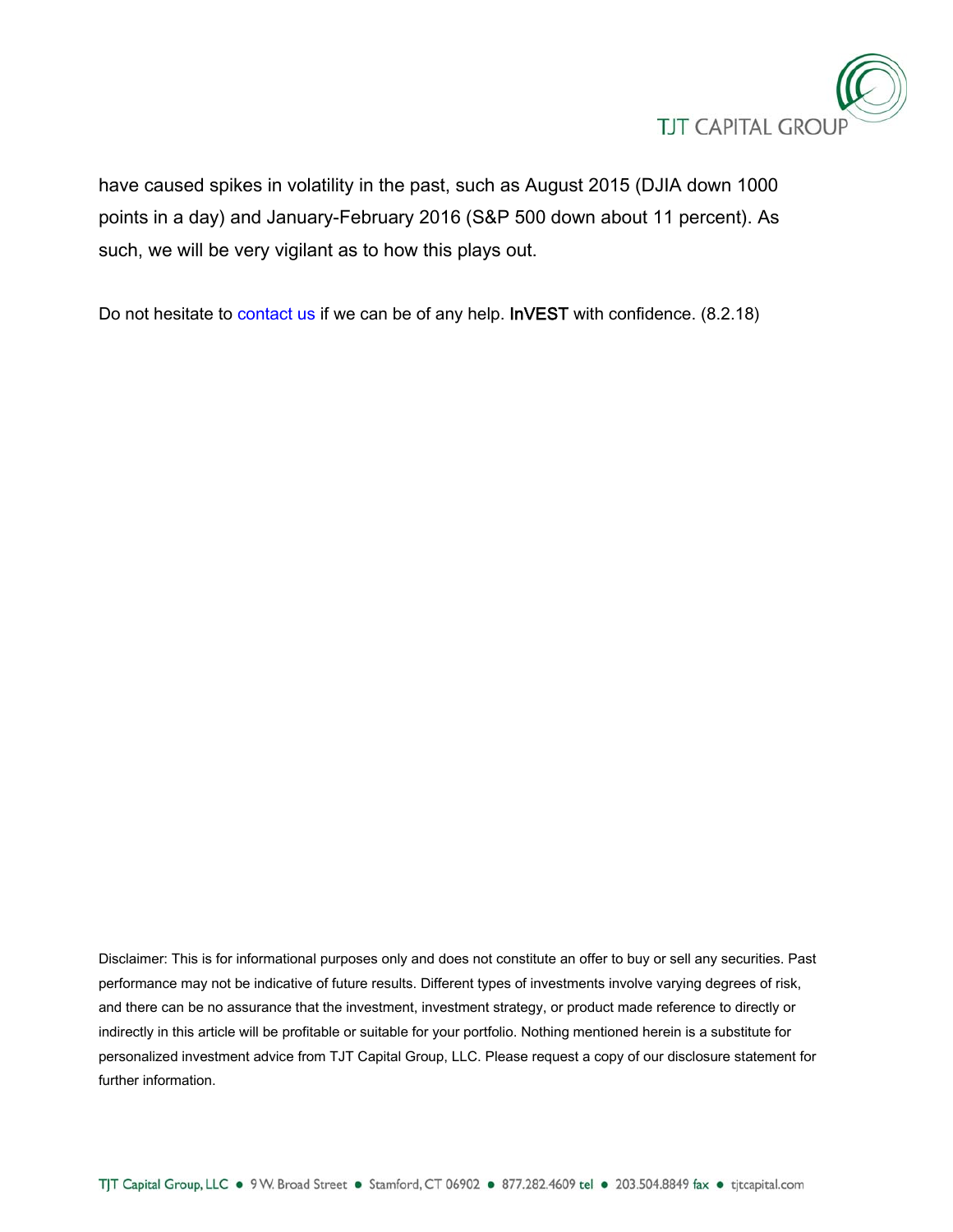have caused spikes in volatility in the past, such as August 2015 (DJIA down 1000 points in a day) and January-February 2016 (S&P 500 down about 11 percent). As such, we will be very vigilant as to how this plays out.

Do not hesitate to contact us if we can be of any help. **InVEST** with confidence. (8.2.18)

Disclaimer: This is for informational purposes only and does not constitute an offer to buy or sell any securities. Past performance may not be indicative of future results. Different types of investments involve varying degrees of risk, and there can be no assurance that the investment, investment strategy, or product made reference to directly or indirectly in this article will be profitable or suitable for your portfolio. Nothing mentioned herein is a substitute for personalized investment advice from TJT Capital Group, LLC. Please request a copy of our disclosure statement for further information.